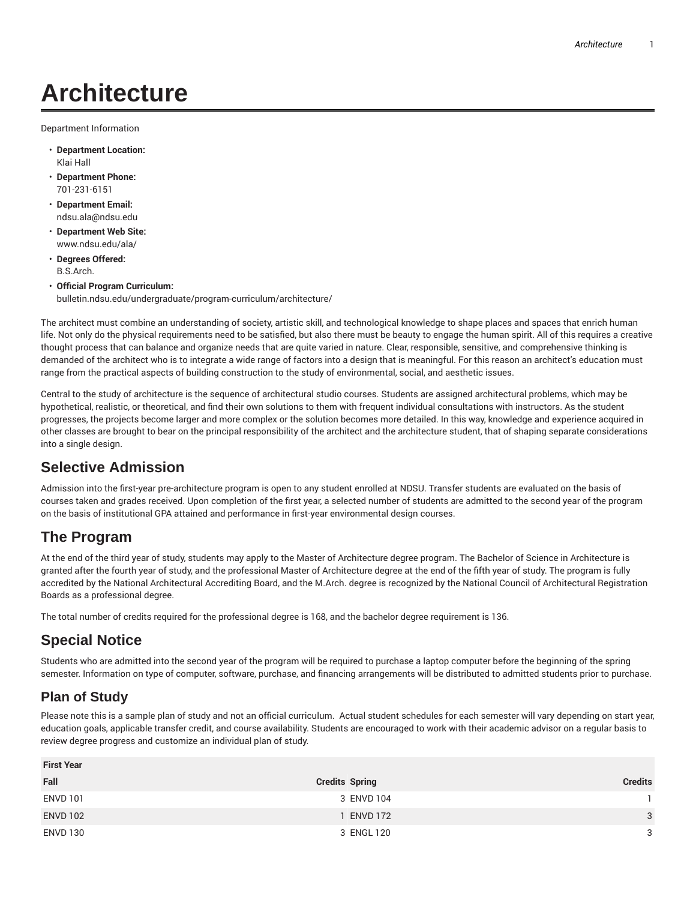# Architecture

Department Information

- **Department Location:**
  Klai Hall
- **Department Phone:**
  701-231-6151
- **Department Email:**
  ndsu.ala@ndsu.edu
- **Department Web Site:**
  www.ndsu.edu/ala/
- **Degrees Offered:**
  B.S.Arch.
- **Official Program Curriculum:**
  bulletin.ndsu.edu/undergraduate/program-curriculum/architecture/

The architect must combine an understanding of society, artistic skill, and technological knowledge to shape places and spaces that enrich human life. Not only do the physical requirements need to be satisfied, but also there must be beauty to engage the human spirit. All of this requires a creative thought process that can balance and organize needs that are quite varied in nature. Clear, responsible, sensitive, and comprehensive thinking is demanded of the architect who is to integrate a wide range of factors into a design that is meaningful. For this reason an architect's education must range from the practical aspects of building construction to the study of environmental, social, and aesthetic issues.

Central to the study of architecture is the sequence of architectural studio courses. Students are assigned architectural problems, which may be hypothetical, realistic, or theoretical, and find their own solutions to them with frequent individual consultations with instructors. As the student progresses, the projects become larger and more complex or the solution becomes more detailed. In this way, knowledge and experience acquired in other classes are brought to bear on the principal responsibility of the architect and the architecture student, that of shaping separate considerations into a single design.

## Selective Admission

Admission into the first-year pre-architecture program is open to any student enrolled at NDSU. Transfer students are evaluated on the basis of courses taken and grades received. Upon completion of the first year, a selected number of students are admitted to the second year of the program on the basis of institutional GPA attained and performance in first-year environmental design courses.

## The Program

At the end of the third year of study, students may apply to the Master of Architecture degree program. The Bachelor of Science in Architecture is granted after the fourth year of study, and the professional Master of Architecture degree at the end of the fifth year of study. The program is fully accredited by the National Architectural Accrediting Board, and the M.Arch. degree is recognized by the National Council of Architectural Registration Boards as a professional degree.

The total number of credits required for the professional degree is 168, and the bachelor degree requirement is 136.

## Special Notice

Students who are admitted into the second year of the program will be required to purchase a laptop computer before the beginning of the spring semester. Information on type of computer, software, purchase, and financing arrangements will be distributed to admitted students prior to purchase.

### Plan of Study

Please note this is a sample plan of study and not an official curriculum. Actual student schedules for each semester will vary depending on start year, education goals, applicable transfer credit, and course availability. Students are encouraged to work with their academic advisor on a regular basis to review degree progress and customize an individual plan of study.

| First Year | | | |
|---|---|---|---|
| **Fall** | **Credits** | **Spring** | **Credits** |
| ENVD 101 | 3 | ENVD 104 | 1 |
| ENVD 102 | 1 | ENVD 172 | 3 |
| ENVD 130 | 3 | ENGL 120 | 3 |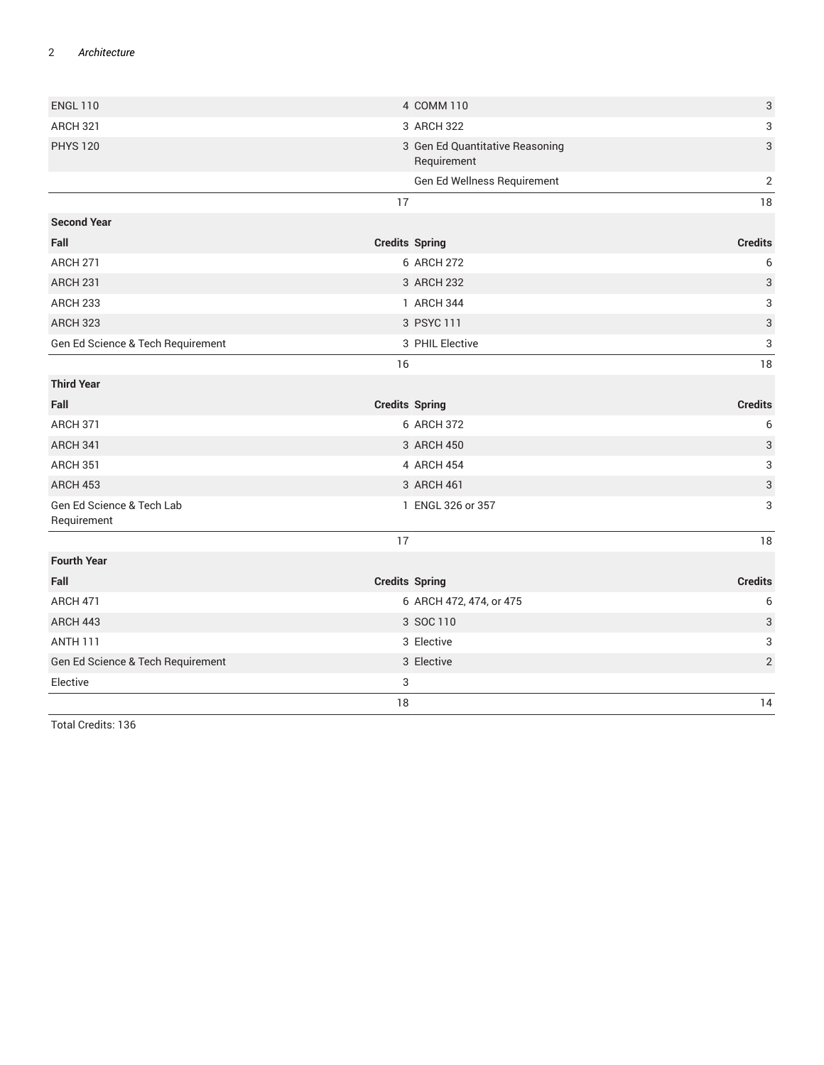| | | | |
|---|---|---|---|
| ENGL 110 | 4 | COMM 110 | 3 |
| ARCH 321 | 3 | ARCH 322 | 3 |
| PHYS 120 | 3 | Gen Ed Quantitative Reasoning Requirement | 3 |
| | | Gen Ed Wellness Requirement | 2 |
| | 17 | | 18 |
| **Second Year** | | | |
| **Fall** | **Credits** | **Spring** | **Credits** |
| ARCH 271 | 6 | ARCH 272 | 6 |
| ARCH 231 | 3 | ARCH 232 | 3 |
| ARCH 233 | 1 | ARCH 344 | 3 |
| ARCH 323 | 3 | PSYC 111 | 3 |
| Gen Ed Science & Tech Requirement | 3 | PHIL Elective | 3 |
| | 16 | | 18 |
| **Third Year** | | | |
| **Fall** | **Credits** | **Spring** | **Credits** |
| ARCH 371 | 6 | ARCH 372 | 6 |
| ARCH 341 | 3 | ARCH 450 | 3 |
| ARCH 351 | 4 | ARCH 454 | 3 |
| ARCH 453 | 3 | ARCH 461 | 3 |
| Gen Ed Science & Tech Lab Requirement | 1 | ENGL 326 or 357 | 3 |
| | 17 | | 18 |
| **Fourth Year** | | | |
| **Fall** | **Credits** | **Spring** | **Credits** |
| ARCH 471 | 6 | ARCH 472, 474, or 475 | 6 |
| ARCH 443 | 3 | SOC 110 | 3 |
| ANTH 111 | 3 | Elective | 3 |
| Gen Ed Science & Tech Requirement | 3 | Elective | 2 |
| Elective | 3 | | |
| | 18 | | 14 |

Total Credits: 136